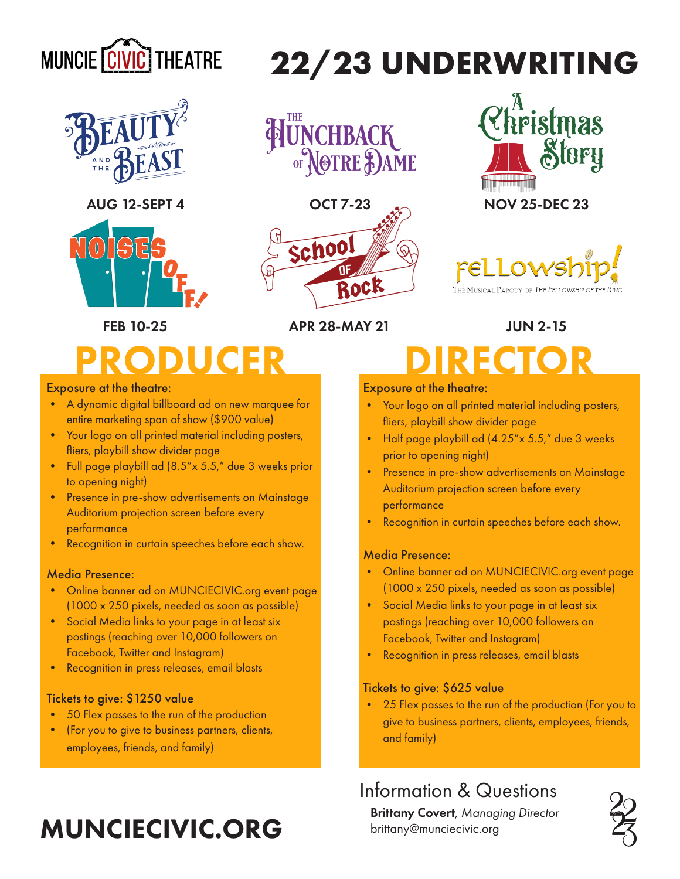MUNCIE CIVIC THEATRE

# 22/23 UNDERWRITING

**Beauty and the Beast** — AUG 12-SEPT 4

**The Hunchback of Notre Dame** — OCT 7-23

**A Christmas Story** — NOV 25-DEC 23

**Noises Off!** — FEB 10-25

**School of Rock** — APR 28-MAY 21

**Fellowship!** The Musical Parody of The Fellowship of the Ring — JUN 2-15

## PRODUCER

### Exposure at the theatre:

- A dynamic digital billboard ad on new marquee for entire marketing span of show ($900 value)
- Your logo on all printed material including posters, fliers, playbill show divider page
- Full page playbill ad (8.5"x 5.5," due 3 weeks prior to opening night)
- Presence in pre-show advertisements on Mainstage Auditorium projection screen before every performance
- Recognition in curtain speeches before each show.

### Media Presence:

- Online banner ad on MUNCIECIVIC.org event page (1000 x 250 pixels, needed as soon as possible)
- Social Media links to your page in at least six postings (reaching over 10,000 followers on Facebook, Twitter and Instagram)
- Recognition in press releases, email blasts

### Tickets to give: $1250 value

- 50 Flex passes to the run of the production
- (For you to give to business partners, clients, employees, friends, and family)

## DIRECTOR

### Exposure at the theatre:

- Your logo on all printed material including posters, fliers, playbill show divider page
- Half page playbill ad (4.25"x 5.5," due 3 weeks prior to opening night)
- Presence in pre-show advertisements on Mainstage Auditorium projection screen before every performance
- Recognition in curtain speeches before each show.

### Media Presence:

- Online banner ad on MUNCIECIVIC.org event page (1000 x 250 pixels, needed as soon as possible)
- Social Media links to your page in at least six postings (reaching over 10,000 followers on Facebook, Twitter and Instagram)
- Recognition in press releases, email blasts

### Tickets to give: $625 value

- 25 Flex passes to the run of the production (For you to give to business partners, clients, employees, friends, and family)

## MUNCIECIVIC.ORG

### Information & Questions

**Brittany Covert**, *Managing Director*
brittany@munciecivic.org

22
23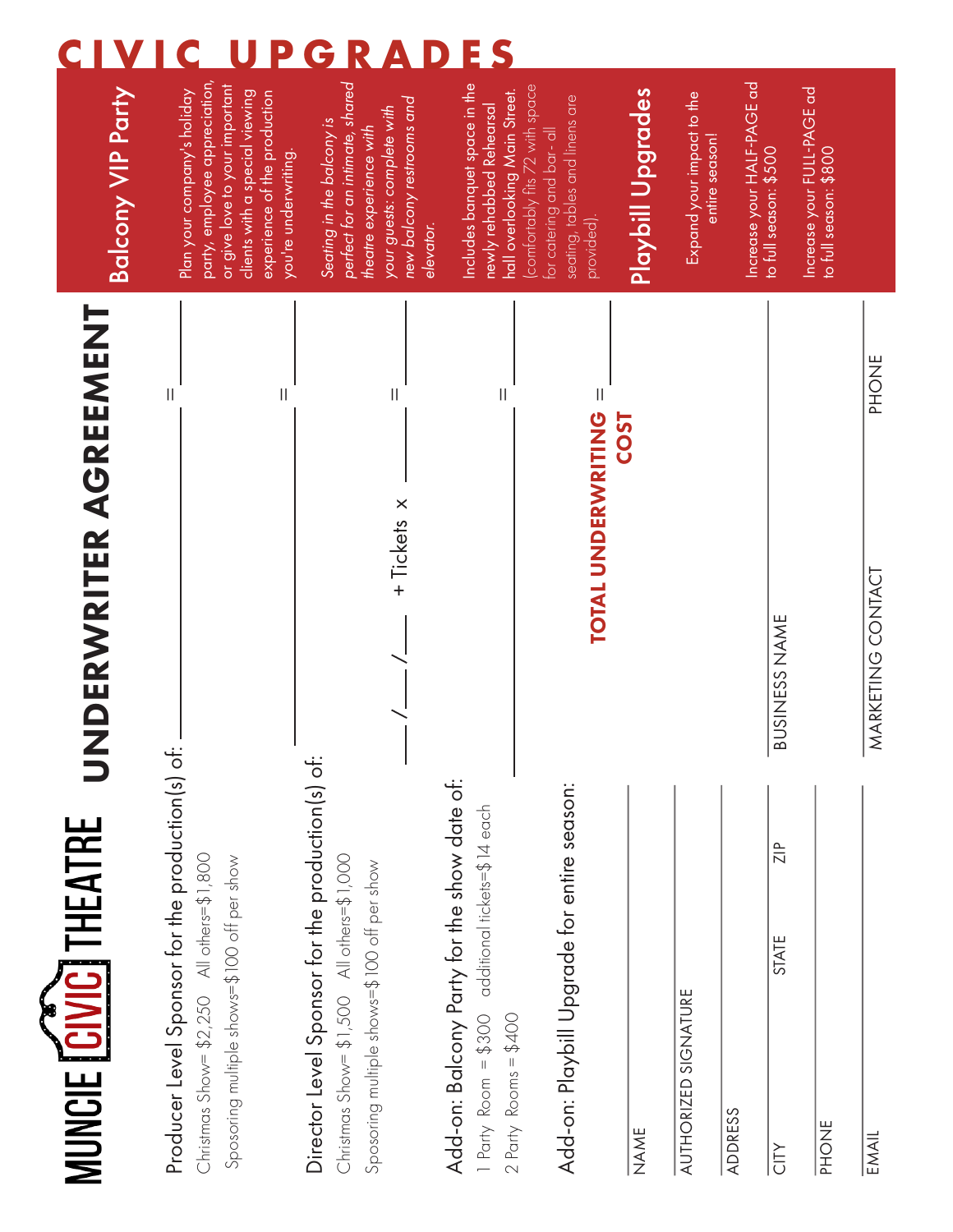# MUNCIE CIVIC THEATRE UNDERWRITER AGREEMENT

## CIVIC UPGRADES

### Balcony VIP Party

Plan your company's holiday party, employee appreciation, or give love to your important clients with a special viewing experience of the production you're underwriting.

*Seating in the balcony is perfect for an intimate, shared theatre experience with your guests: complete with new balcony restrooms and elevator.*

Includes banquet space in the newly rehabbed Rehearsal hall overlooking Main Street. (comfortably fits 72 with space for catering and bar - all seating, tables and linens are provided).

### Playbill Upgrades

Expand your impact to the entire season!

Increase your HALF-PAGE ad to full season: $500

Increase your FULL-PAGE ad to full season: $800

---

**Producer Level Sponsor for the production(s) of:** ______________________ = ________

Christmas Show= $2,250 All others=$1,800

Sposoring multiple shows=$100 off per show

**Director Level Sponsor for the production(s) of:** ______________________ = ________

Christmas Show= $1,500 All others=$1,000

Sposoring multiple shows=$100 off per show

**Add-on: Balcony Party for the show date of:** ___/___/___ + Tickets x ______ = ________

1 Party Room = $300 additional tickets=$14 each

2 Party Rooms = $400

**Add-on: Playbill Upgrade for entire season:** ______________________ = ________

**TOTAL UNDERWRITING COST** = ________

NAME ______________________

AUTHORIZED SIGNATURE ______________________

ADDRESS ______________________

CITY ________ STATE ________ ZIP ________

PHONE ______________________

EMAIL ______________________

BUSINESS NAME ______________________

MARKETING CONTACT ______________________ PHONE ________